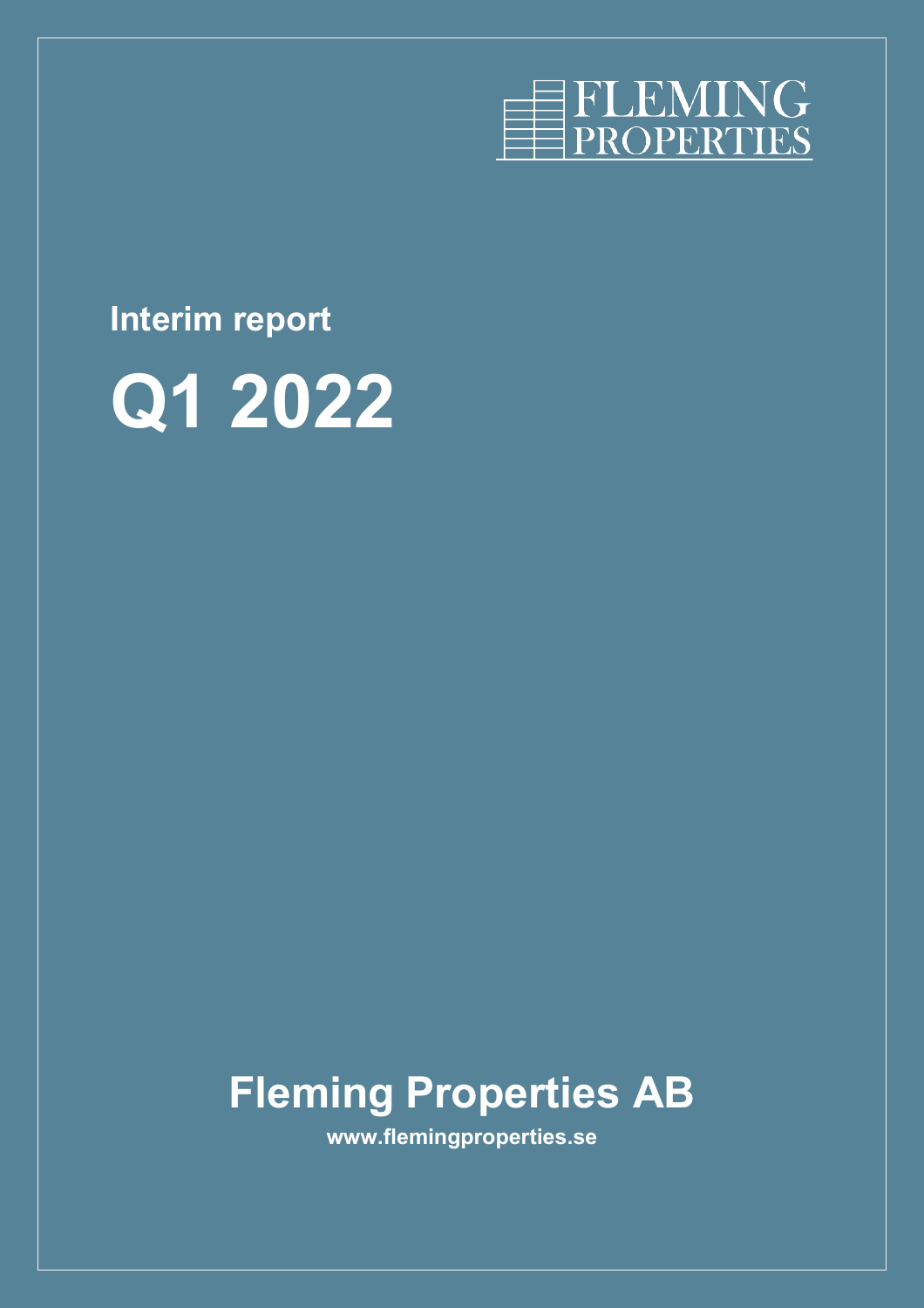FLEMING PROPERTIES

Interim report

# Q1 2022

## Fleming Properties AB

www.flemingproperties.se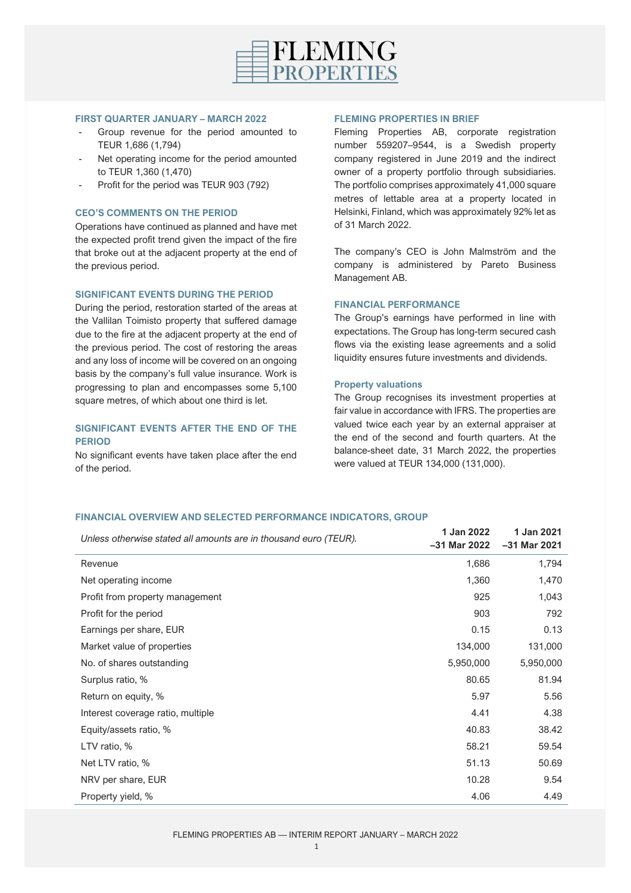# FLEMING PROPERTIES

## FIRST QUARTER JANUARY – MARCH 2022

- Group revenue for the period amounted to TEUR 1,686 (1,794)
- Net operating income for the period amounted to TEUR 1,360 (1,470)
- Profit for the period was TEUR 903 (792)

## CEO'S COMMENTS ON THE PERIOD

Operations have continued as planned and have met the expected profit trend given the impact of the fire that broke out at the adjacent property at the end of the previous period.

## SIGNIFICANT EVENTS DURING THE PERIOD

During the period, restoration started of the areas at the Vallilan Toimisto property that suffered damage due to the fire at the adjacent property at the end of the previous period. The cost of restoring the areas and any loss of income will be covered on an ongoing basis by the company's full value insurance. Work is progressing to plan and encompasses some 5,100 square metres, of which about one third is let.

## SIGNIFICANT EVENTS AFTER THE END OF THE PERIOD

No significant events have taken place after the end of the period.

## FLEMING PROPERTIES IN BRIEF

Fleming Properties AB, corporate registration number 559207–9544, is a Swedish property company registered in June 2019 and the indirect owner of a property portfolio through subsidiaries. The portfolio comprises approximately 41,000 square metres of lettable area at a property located in Helsinki, Finland, which was approximately 92% let as of 31 March 2022.

The company's CEO is John Malmström and the company is administered by Pareto Business Management AB.

## FINANCIAL PERFORMANCE

The Group's earnings have performed in line with expectations. The Group has long-term secured cash flows via the existing lease agreements and a solid liquidity ensures future investments and dividends.

### Property valuations

The Group recognises its investment properties at fair value in accordance with IFRS. The properties are valued twice each year by an external appraiser at the end of the second and fourth quarters. At the balance-sheet date, 31 March 2022, the properties were valued at TEUR 134,000 (131,000).

## FINANCIAL OVERVIEW AND SELECTED PERFORMANCE INDICATORS, GROUP

| *Unless otherwise stated all amounts are in thousand euro (TEUR).* | 1 Jan 2022 –31 Mar 2022 | 1 Jan 2021 –31 Mar 2021 |
|---|---|---|
| Revenue | 1,686 | 1,794 |
| Net operating income | 1,360 | 1,470 |
| Profit from property management | 925 | 1,043 |
| Profit for the period | 903 | 792 |
| Earnings per share, EUR | 0.15 | 0.13 |
| Market value of properties | 134,000 | 131,000 |
| No. of shares outstanding | 5,950,000 | 5,950,000 |
| Surplus ratio, % | 80.65 | 81.94 |
| Return on equity, % | 5.97 | 5.56 |
| Interest coverage ratio, multiple | 4.41 | 4.38 |
| Equity/assets ratio, % | 40.83 | 38.42 |
| LTV ratio, % | 58.21 | 59.54 |
| Net LTV ratio, % | 51.13 | 50.69 |
| NRV per share, EUR | 10.28 | 9.54 |
| Property yield, % | 4.06 | 4.49 |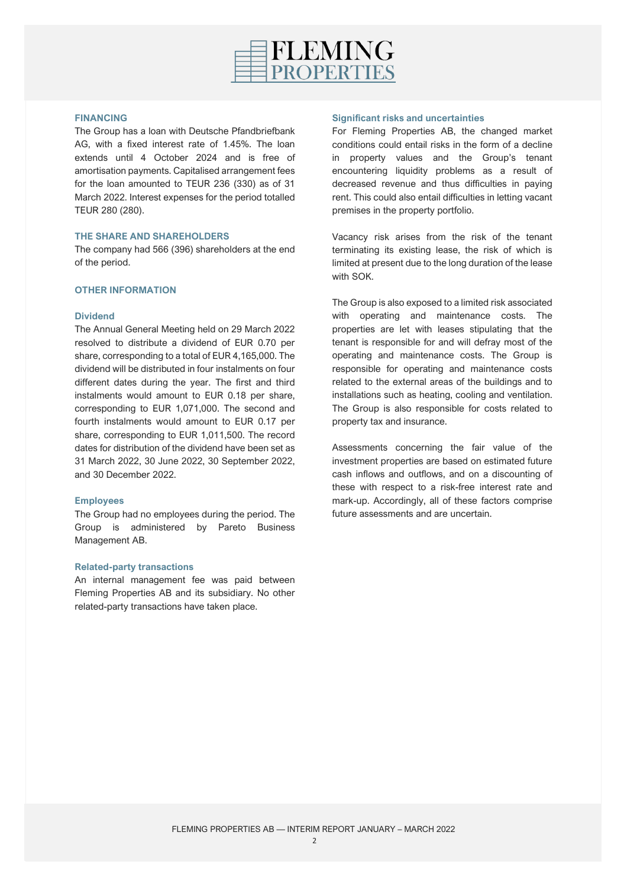## FINANCING

The Group has a loan with Deutsche Pfandbriefbank AG, with a fixed interest rate of 1.45%. The loan extends until 4 October 2024 and is free of amortisation payments. Capitalised arrangement fees for the loan amounted to TEUR 236 (330) as of 31 March 2022. Interest expenses for the period totalled TEUR 280 (280).

## THE SHARE AND SHAREHOLDERS

The company had 566 (396) shareholders at the end of the period.

## OTHER INFORMATION

### Dividend

The Annual General Meeting held on 29 March 2022 resolved to distribute a dividend of EUR 0.70 per share, corresponding to a total of EUR 4,165,000. The dividend will be distributed in four instalments on four different dates during the year. The first and third instalments would amount to EUR 0.18 per share, corresponding to EUR 1,071,000. The second and fourth instalments would amount to EUR 0.17 per share, corresponding to EUR 1,011,500. The record dates for distribution of the dividend have been set as 31 March 2022, 30 June 2022, 30 September 2022, and 30 December 2022.

### Employees

The Group had no employees during the period. The Group is administered by Pareto Business Management AB.

### Related-party transactions

An internal management fee was paid between Fleming Properties AB and its subsidiary. No other related-party transactions have taken place.

### Significant risks and uncertainties

For Fleming Properties AB, the changed market conditions could entail risks in the form of a decline in property values and the Group's tenant encountering liquidity problems as a result of decreased revenue and thus difficulties in paying rent. This could also entail difficulties in letting vacant premises in the property portfolio.

Vacancy risk arises from the risk of the tenant terminating its existing lease, the risk of which is limited at present due to the long duration of the lease with SOK.

The Group is also exposed to a limited risk associated with operating and maintenance costs. The properties are let with leases stipulating that the tenant is responsible for and will defray most of the operating and maintenance costs. The Group is responsible for operating and maintenance costs related to the external areas of the buildings and to installations such as heating, cooling and ventilation. The Group is also responsible for costs related to property tax and insurance.

Assessments concerning the fair value of the investment properties are based on estimated future cash inflows and outflows, and on a discounting of these with respect to a risk-free interest rate and mark-up. Accordingly, all of these factors comprise future assessments and are uncertain.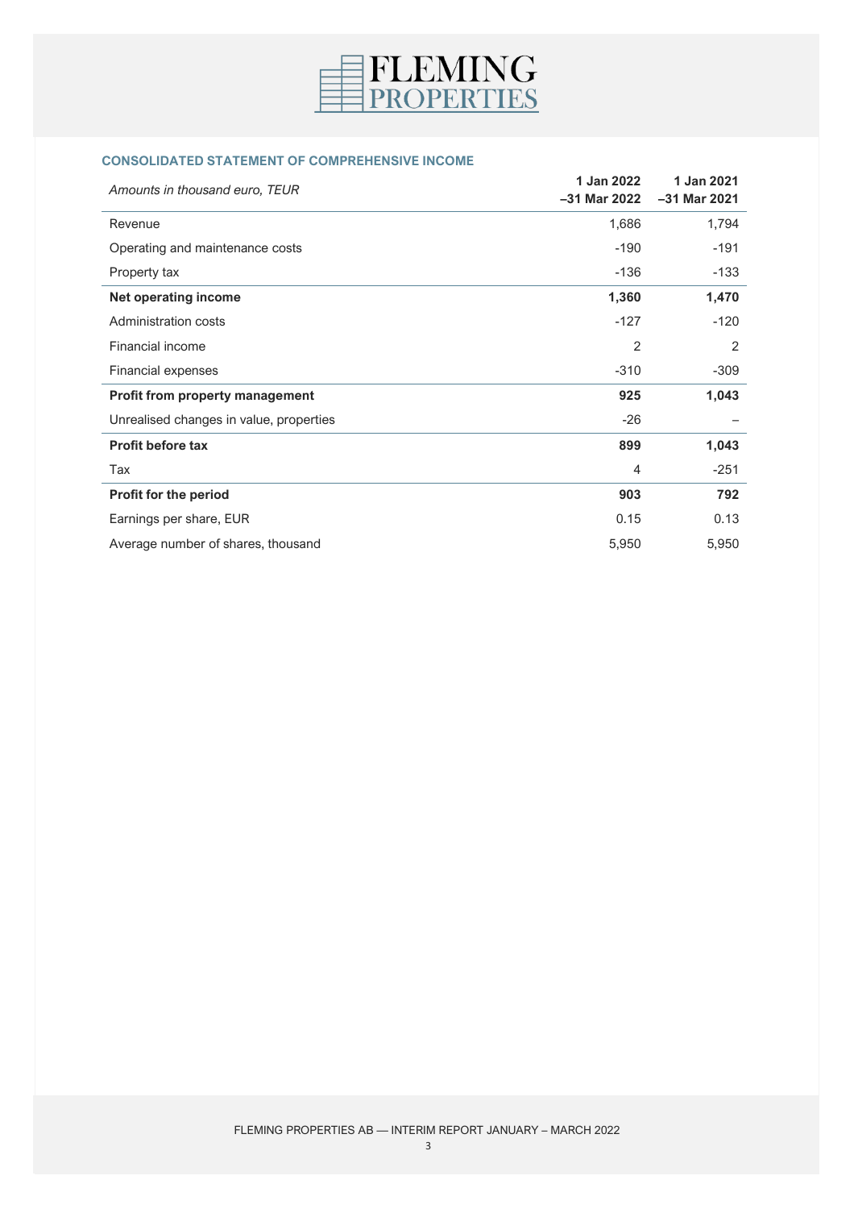## CONSOLIDATED STATEMENT OF COMPREHENSIVE INCOME

| *Amounts in thousand euro, TEUR* | 1 Jan 2022 –31 Mar 2022 | 1 Jan 2021 –31 Mar 2021 |
|---|---|---|
| Revenue | 1,686 | 1,794 |
| Operating and maintenance costs | -190 | -191 |
| Property tax | -136 | -133 |
| **Net operating income** | **1,360** | **1,470** |
| Administration costs | -127 | -120 |
| Financial income | 2 | 2 |
| Financial expenses | -310 | -309 |
| **Profit from property management** | **925** | **1,043** |
| Unrealised changes in value, properties | -26 | – |
| **Profit before tax** | **899** | **1,043** |
| Tax | 4 | -251 |
| **Profit for the period** | **903** | **792** |
| Earnings per share, EUR | 0.15 | 0.13 |
| Average number of shares, thousand | 5,950 | 5,950 |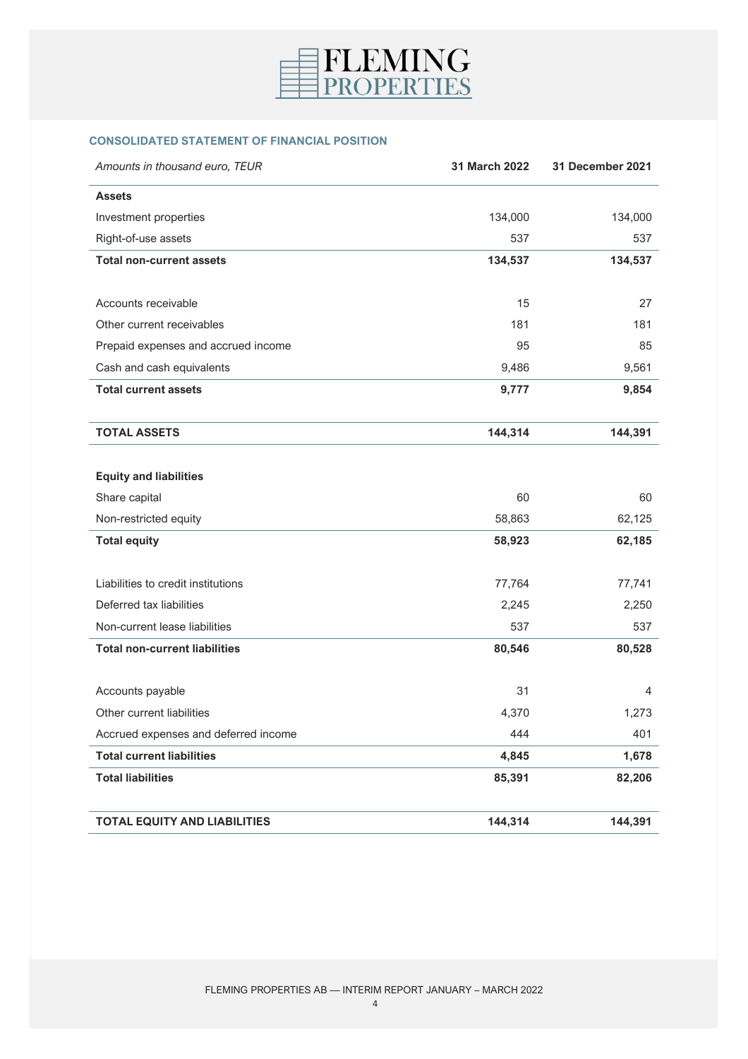## CONSOLIDATED STATEMENT OF FINANCIAL POSITION

| *Amounts in thousand euro, TEUR* | **31 March 2022** | **31 December 2021** |
|---|---|---|
| **Assets** | | |
| Investment properties | 134,000 | 134,000 |
| Right-of-use assets | 537 | 537 |
| **Total non-current assets** | **134,537** | **134,537** |
| | | |
| Accounts receivable | 15 | 27 |
| Other current receivables | 181 | 181 |
| Prepaid expenses and accrued income | 95 | 85 |
| Cash and cash equivalents | 9,486 | 9,561 |
| **Total current assets** | **9,777** | **9,854** |
| | | |
| **TOTAL ASSETS** | **144,314** | **144,391** |
| | | |
| **Equity and liabilities** | | |
| Share capital | 60 | 60 |
| Non-restricted equity | 58,863 | 62,125 |
| **Total equity** | **58,923** | **62,185** |
| | | |
| Liabilities to credit institutions | 77,764 | 77,741 |
| Deferred tax liabilities | 2,245 | 2,250 |
| Non-current lease liabilities | 537 | 537 |
| **Total non-current liabilities** | **80,546** | **80,528** |
| | | |
| Accounts payable | 31 | 4 |
| Other current liabilities | 4,370 | 1,273 |
| Accrued expenses and deferred income | 444 | 401 |
| **Total current liabilities** | **4,845** | **1,678** |
| **Total liabilities** | **85,391** | **82,206** |
| | | |
| **TOTAL EQUITY AND LIABILITIES** | **144,314** | **144,391** |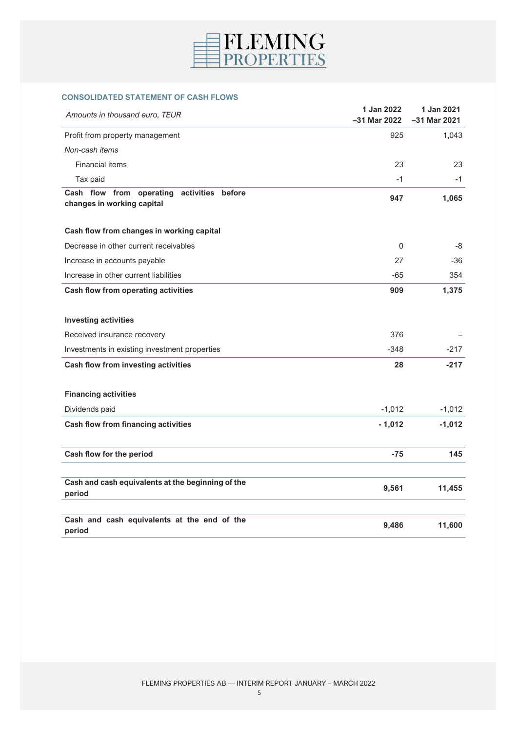## CONSOLIDATED STATEMENT OF CASH FLOWS

| *Amounts in thousand euro, TEUR* | 1 Jan 2022 –31 Mar 2022 | 1 Jan 2021 –31 Mar 2021 |
|---|---|---|
| Profit from property management | 925 | 1,043 |
| *Non-cash items* | | |
| Financial items | 23 | 23 |
| Tax paid | -1 | -1 |
| **Cash flow from operating activities before changes in working capital** | **947** | **1,065** |
| | | |
| **Cash flow from changes in working capital** | | |
| Decrease in other current receivables | 0 | -8 |
| Increase in accounts payable | 27 | -36 |
| Increase in other current liabilities | -65 | 354 |
| **Cash flow from operating activities** | **909** | **1,375** |
| | | |
| **Investing activities** | | |
| Received insurance recovery | 376 | – |
| Investments in existing investment properties | -348 | -217 |
| **Cash flow from investing activities** | **28** | **-217** |
| | | |
| **Financing activities** | | |
| Dividends paid | -1,012 | -1,012 |
| **Cash flow from financing activities** | **- 1,012** | **-1,012** |
| | | |
| **Cash flow for the period** | **-75** | **145** |
| | | |
| **Cash and cash equivalents at the beginning of the period** | **9,561** | **11,455** |
| | | |
| **Cash and cash equivalents at the end of the period** | **9,486** | **11,600** |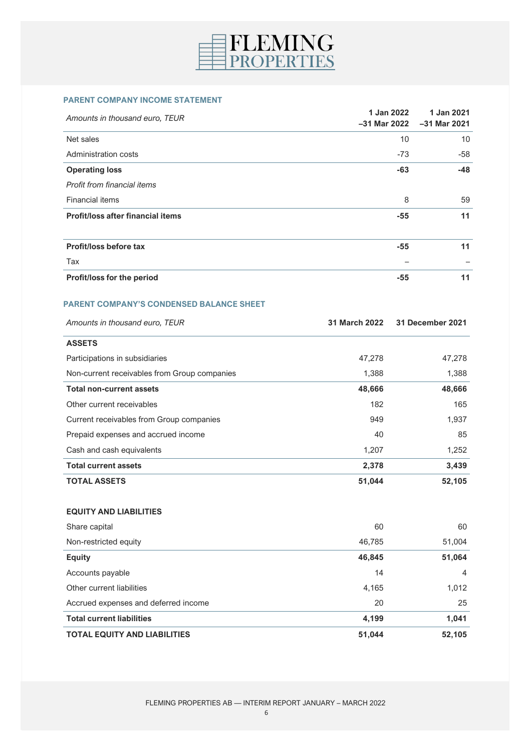## PARENT COMPANY INCOME STATEMENT

| *Amounts in thousand euro, TEUR* | 1 Jan 2022 –31 Mar 2022 | 1 Jan 2021 –31 Mar 2021 |
|---|---|---|
| Net sales | 10 | 10 |
| Administration costs | -73 | -58 |
| **Operating loss** | **-63** | **-48** |
| *Profit from financial items* | | |
| Financial items | 8 | 59 |
| **Profit/loss after financial items** | **-55** | **11** |
| | | |
| **Profit/loss before tax** | **-55** | **11** |
| Tax | – | – |
| **Profit/loss for the period** | **-55** | **11** |

## PARENT COMPANY'S CONDENSED BALANCE SHEET

| *Amounts in thousand euro, TEUR* | 31 March 2022 | 31 December 2021 |
|---|---|---|
| **ASSETS** | | |
| Participations in subsidiaries | 47,278 | 47,278 |
| Non-current receivables from Group companies | 1,388 | 1,388 |
| **Total non-current assets** | **48,666** | **48,666** |
| Other current receivables | 182 | 165 |
| Current receivables from Group companies | 949 | 1,937 |
| Prepaid expenses and accrued income | 40 | 85 |
| Cash and cash equivalents | 1,207 | 1,252 |
| **Total current assets** | **2,378** | **3,439** |
| **TOTAL ASSETS** | **51,044** | **52,105** |
| | | |
| **EQUITY AND LIABILITIES** | | |
| Share capital | 60 | 60 |
| Non-restricted equity | 46,785 | 51,004 |
| **Equity** | **46,845** | **51,064** |
| Accounts payable | 14 | 4 |
| Other current liabilities | 4,165 | 1,012 |
| Accrued expenses and deferred income | 20 | 25 |
| **Total current liabilities** | **4,199** | **1,041** |
| **TOTAL EQUITY AND LIABILITIES** | **51,044** | **52,105** |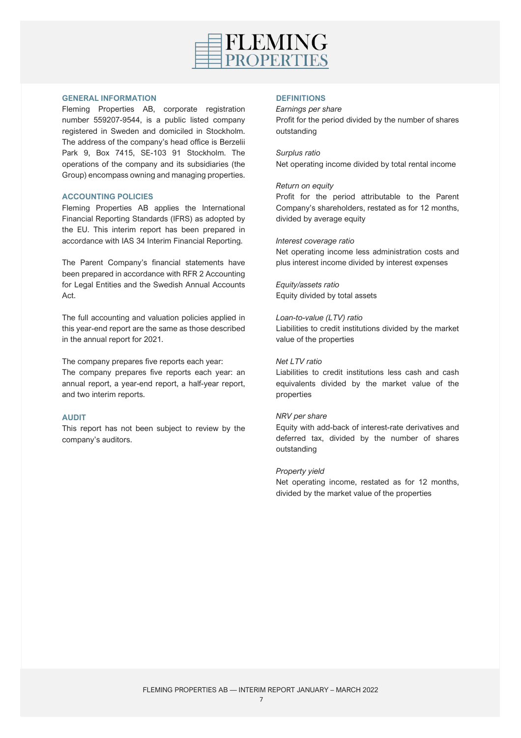## GENERAL INFORMATION

Fleming Properties AB, corporate registration number 559207-9544, is a public listed company registered in Sweden and domiciled in Stockholm. The address of the company's head office is Berzelii Park 9, Box 7415, SE-103 91 Stockholm. The operations of the company and its subsidiaries (the Group) encompass owning and managing properties.

## ACCOUNTING POLICIES

Fleming Properties AB applies the International Financial Reporting Standards (IFRS) as adopted by the EU. This interim report has been prepared in accordance with IAS 34 Interim Financial Reporting.

The Parent Company's financial statements have been prepared in accordance with RFR 2 Accounting for Legal Entities and the Swedish Annual Accounts Act.

The full accounting and valuation policies applied in this year-end report are the same as those described in the annual report for 2021.

The company prepares five reports each year:
The company prepares five reports each year: an annual report, a year-end report, a half-year report, and two interim reports.

## AUDIT

This report has not been subject to review by the company's auditors.

## DEFINITIONS

*Earnings per share*
Profit for the period divided by the number of shares outstanding

*Surplus ratio*
Net operating income divided by total rental income

*Return on equity*
Profit for the period attributable to the Parent Company's shareholders, restated as for 12 months, divided by average equity

*Interest coverage ratio*
Net operating income less administration costs and plus interest income divided by interest expenses

*Equity/assets ratio*
Equity divided by total assets

*Loan-to-value (LTV) ratio*
Liabilities to credit institutions divided by the market value of the properties

*Net LTV ratio*
Liabilities to credit institutions less cash and cash equivalents divided by the market value of the properties

*NRV per share*
Equity with add-back of interest-rate derivatives and deferred tax, divided by the number of shares outstanding

*Property yield*
Net operating income, restated as for 12 months, divided by the market value of the properties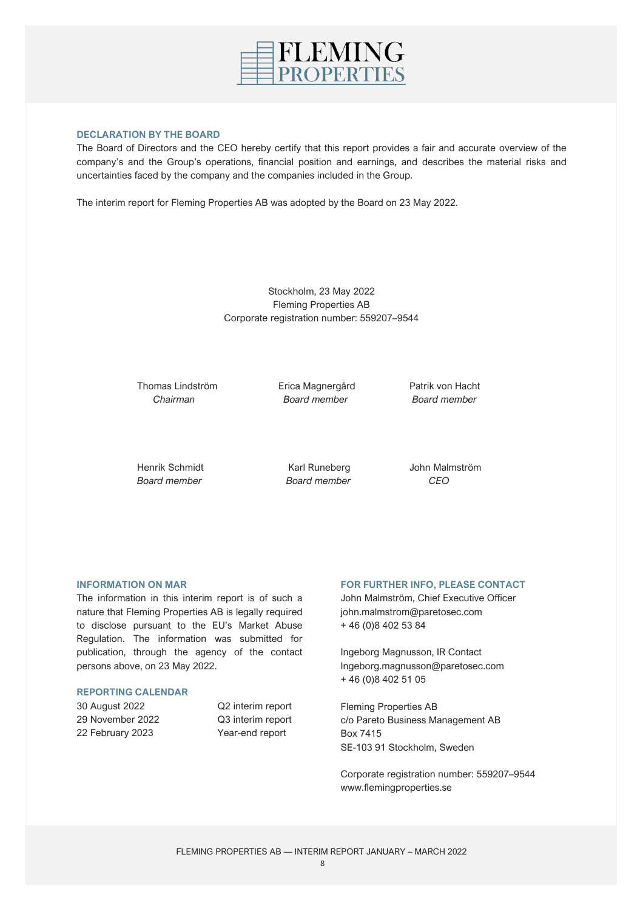## DECLARATION BY THE BOARD

The Board of Directors and the CEO hereby certify that this report provides a fair and accurate overview of the company's and the Group's operations, financial position and earnings, and describes the material risks and uncertainties faced by the company and the companies included in the Group.

The interim report for Fleming Properties AB was adopted by the Board on 23 May 2022.

Stockholm, 23 May 2022
Fleming Properties AB
Corporate registration number: 559207–9544

Thomas Lindström
*Chairman*

Erica Magnergård
*Board member*

Patrik von Hacht
*Board member*

Henrik Schmidt
*Board member*

Karl Runeberg
*Board member*

John Malmström
*CEO*

## INFORMATION ON MAR

The information in this interim report is of such a nature that Fleming Properties AB is legally required to disclose pursuant to the EU's Market Abuse Regulation. The information was submitted for publication, through the agency of the contact persons above, on 23 May 2022.

## REPORTING CALENDAR

| | |
|---|---|
| 30 August 2022 | Q2 interim report |
| 29 November 2022 | Q3 interim report |
| 22 February 2023 | Year-end report |

## FOR FURTHER INFO, PLEASE CONTACT

John Malmström, Chief Executive Officer
john.malmstrom@paretosec.com
+ 46 (0)8 402 53 84

Ingeborg Magnusson, IR Contact
Ingeborg.magnusson@paretosec.com
+ 46 (0)8 402 51 05

Fleming Properties AB
c/o Pareto Business Management AB
Box 7415
SE-103 91 Stockholm, Sweden

Corporate registration number: 559207–9544
www.flemingproperties.se